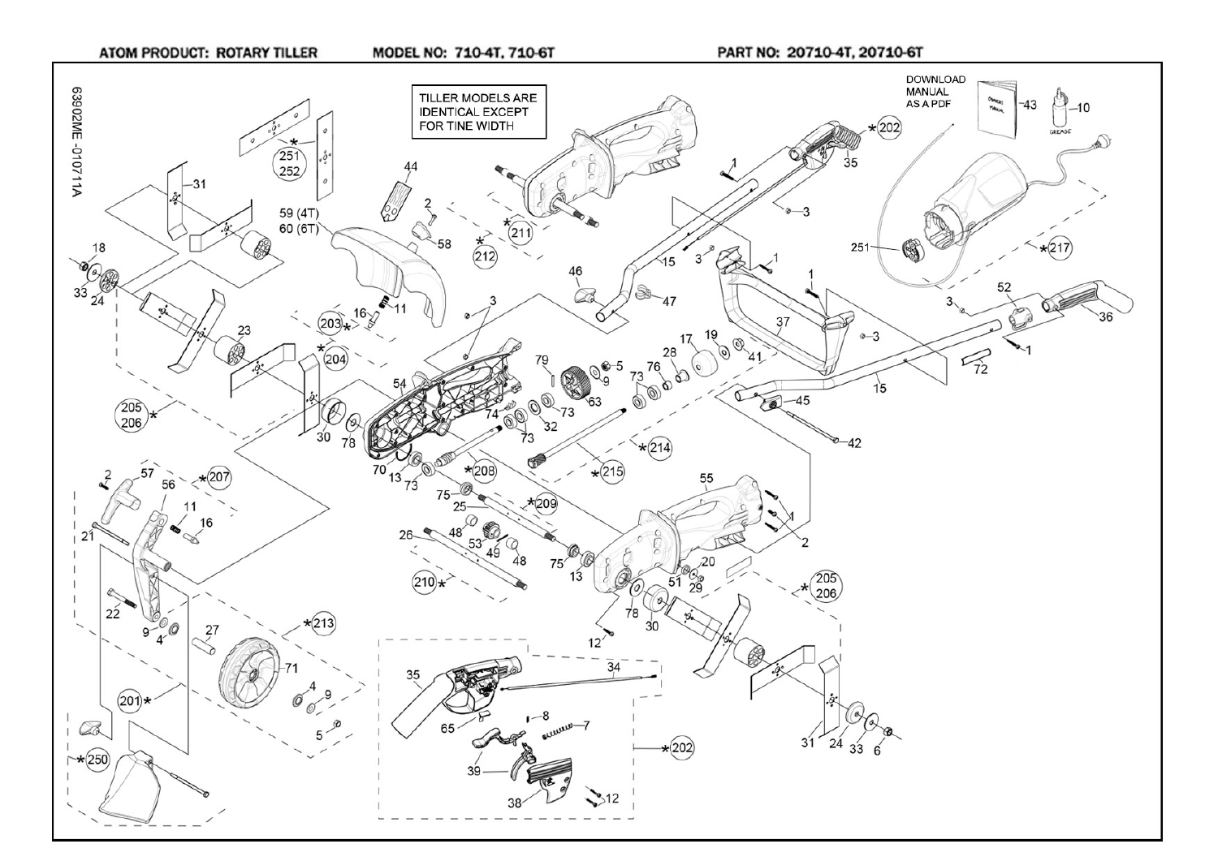ATOM PRODUCT: ROTARY TILLER MODEL NO: 710-4T, 710-6T PART NO: 20710-4T, 20710-6T

TILLER MODELS ARE IDENTICAL EXCEPT FOR TINE WIDTH

DOWNLOAD MANUAL AS A PDF

63902ME -010711A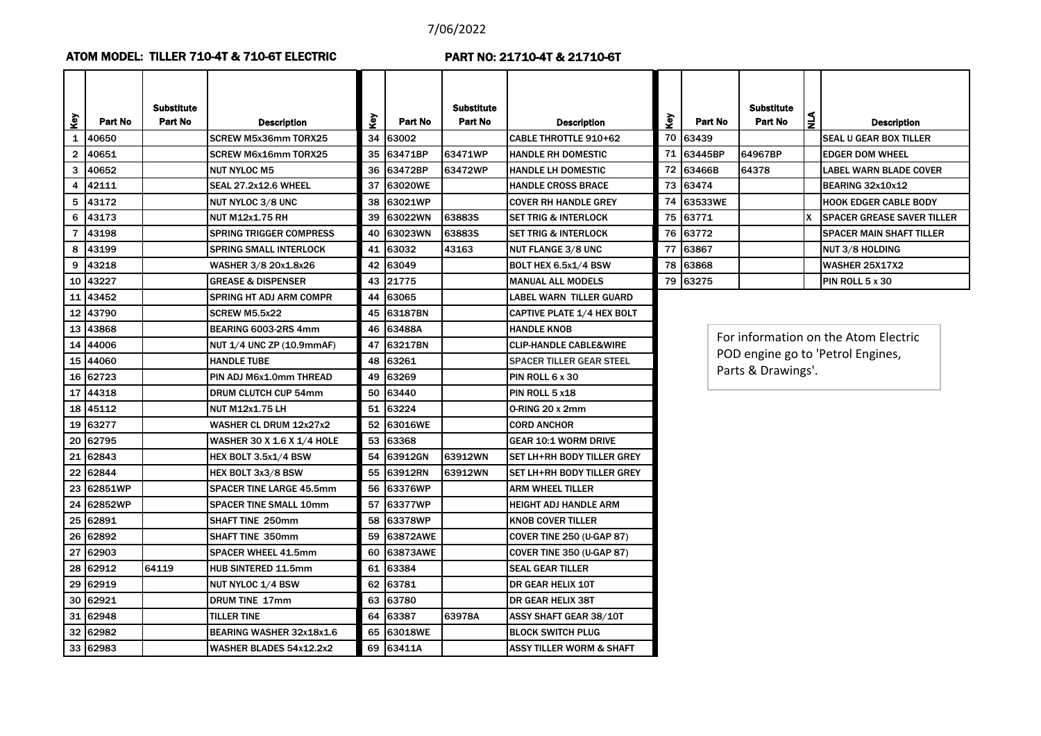7/06/2022

ATOM MODEL: TILLER 710-4T & 710-6T ELECTRIC

PART NO: 21710-4T & 21710-6T

| Key | Part No | Substitute Part No | Description |
|---|---|---|---|
| 1 | 40650 | | SCREW M5x36mm TORX25 |
| 2 | 40651 | | SCREW M6x16mm TORX25 |
| 3 | 40652 | | NUT NYLOC M5 |
| 4 | 42111 | | SEAL 27.2x12.6 WHEEL |
| 5 | 43172 | | NUT NYLOC 3/8 UNC |
| 6 | 43173 | | NUT M12x1.75 RH |
| 7 | 43198 | | SPRING TRIGGER COMPRESS |
| 8 | 43199 | | SPRING SMALL INTERLOCK |
| 9 | 43218 | | WASHER 3/8 20x1.8x26 |
| 10 | 43227 | | GREASE & DISPENSER |
| 11 | 43452 | | SPRING HT ADJ ARM COMPR |
| 12 | 43790 | | SCREW M5.5x22 |
| 13 | 43868 | | BEARING 6003-2RS 4mm |
| 14 | 44006 | | NUT 1/4 UNC ZP (10.9mmAF) |
| 15 | 44060 | | HANDLE TUBE |
| 16 | 62723 | | PIN ADJ M6x1.0mm THREAD |
| 17 | 44318 | | DRUM CLUTCH CUP 54mm |
| 18 | 45112 | | NUT M12x1.75 LH |
| 19 | 63277 | | WASHER CL DRUM 12x27x2 |
| 20 | 62795 | | WASHER 30 X 1.6 X 1/4 HOLE |
| 21 | 62843 | | HEX BOLT 3.5x1/4 BSW |
| 22 | 62844 | | HEX BOLT 3x3/8 BSW |
| 23 | 62851WP | | SPACER TINE LARGE 45.5mm |
| 24 | 62852WP | | SPACER TINE SMALL 10mm |
| 25 | 62891 | | SHAFT TINE 250mm |
| 26 | 62892 | | SHAFT TINE 350mm |
| 27 | 62903 | | SPACER WHEEL 41.5mm |
| 28 | 62912 | 64119 | HUB SINTERED 11.5mm |
| 29 | 62919 | | NUT NYLOC 1/4 BSW |
| 30 | 62921 | | DRUM TINE 17mm |
| 31 | 62948 | | TILLER TINE |
| 32 | 62982 | | BEARING WASHER 32x18x1.6 |
| 33 | 62983 | | WASHER BLADES 54x12.2x2 |

| Key | Part No | Substitute Part No | Description |
|---|---|---|---|
| 34 | 63002 | | CABLE THROTTLE 910+62 |
| 35 | 63471BP | 63471WP | HANDLE RH DOMESTIC |
| 36 | 63472BP | 63472WP | HANDLE LH DOMESTIC |
| 37 | 63020WE | | HANDLE CROSS BRACE |
| 38 | 63021WP | | COVER RH HANDLE GREY |
| 39 | 63022WN | 63883S | SET TRIG & INTERLOCK |
| 40 | 63023WN | 63883S | SET TRIG & INTERLOCK |
| 41 | 63032 | 43163 | NUT FLANGE 3/8 UNC |
| 42 | 63049 | | BOLT HEX 6.5x1/4 BSW |
| 43 | 21775 | | MANUAL ALL MODELS |
| 44 | 63065 | | LABEL WARN TILLER GUARD |
| 45 | 63187BN | | CAPTIVE PLATE 1/4 HEX BOLT |
| 46 | 63488A | | HANDLE KNOB |
| 47 | 63217BN | | CLIP-HANDLE CABLE&WIRE |
| 48 | 63261 | | SPACER TILLER GEAR STEEL |
| 49 | 63269 | | PIN ROLL 6 x 30 |
| 50 | 63440 | | PIN ROLL 5 x18 |
| 51 | 63224 | | O-RING 20 x 2mm |
| 52 | 63016WE | | CORD ANCHOR |
| 53 | 63368 | | GEAR 10:1 WORM DRIVE |
| 54 | 63912GN | 63912WN | SET LH+RH BODY TILLER GREY |
| 55 | 63912RN | 63912WN | SET LH+RH BODY TILLER GREY |
| 56 | 63376WP | | ARM WHEEL TILLER |
| 57 | 63377WP | | HEIGHT ADJ HANDLE ARM |
| 58 | 63378WP | | KNOB COVER TILLER |
| 59 | 63872AWE | | COVER TINE 250 (U-GAP 87) |
| 60 | 63873AWE | | COVER TINE 350 (U-GAP 87) |
| 61 | 63384 | | SEAL GEAR TILLER |
| 62 | 63781 | | DR GEAR HELIX 10T |
| 63 | 63780 | | DR GEAR HELIX 38T |
| 64 | 63387 | 63978A | ASSY SHAFT GEAR 38/10T |
| 65 | 63018WE | | BLOCK SWITCH PLUG |
| 69 | 63411A | | ASSY TILLER WORM & SHAFT |

| Key | Part No | Substitute Part No | NLA | Description |
|---|---|---|---|---|
| 70 | 63439 | | | SEAL U GEAR BOX TILLER |
| 71 | 63445BP | 64967BP | | EDGER DOM WHEEL |
| 72 | 63466B | 64378 | | LABEL WARN BLADE COVER |
| 73 | 63474 | | | BEARING 32x10x12 |
| 74 | 63533WE | | | HOOK EDGER CABLE BODY |
| 75 | 63771 | | X | SPACER GREASE SAVER TILLER |
| 76 | 63772 | | | SPACER MAIN SHAFT TILLER |
| 77 | 63867 | | | NUT 3/8 HOLDING |
| 78 | 63868 | | | WASHER 25X17X2 |
| 79 | 63275 | | | PIN ROLL 5 x 30 |

For information on the Atom Electric POD engine go to 'Petrol Engines, Parts & Drawings'.